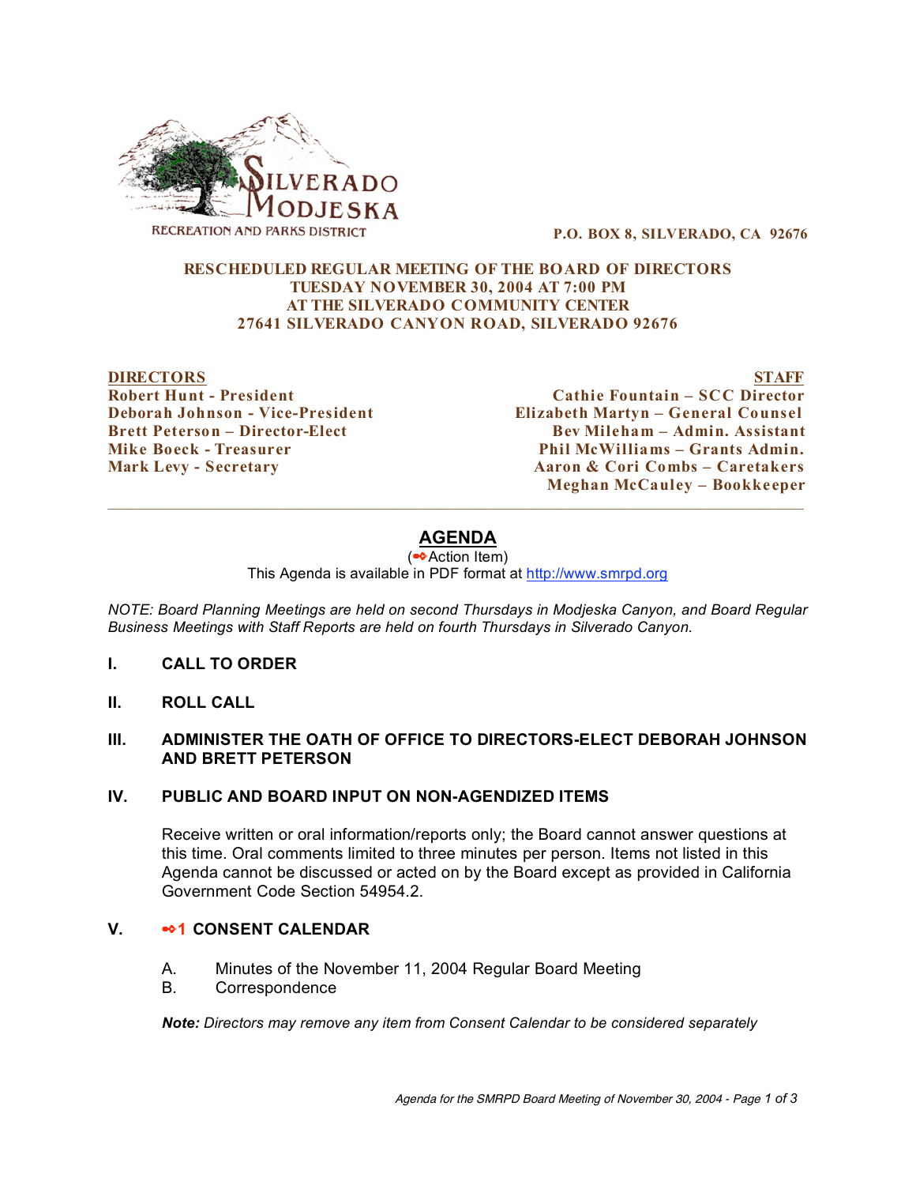SILVERADO MODJESKA
RECREATION AND PARKS DISTRICT

**P.O. BOX 8, SILVERADO, CA 92676**

**RESCHEDULED REGULAR MEETING OF THE BOARD OF DIRECTORS**
**TUESDAY NOVEMBER 30, 2004 AT 7:00 PM**
**AT THE SILVERADO COMMUNITY CENTER**
**27641 SILVERADO CANYON ROAD, SILVERADO 92676**

| DIRECTORS | STAFF |
|---|---|
| Robert Hunt - President | Cathie Fountain – SCC Director |
| Deborah Johnson - Vice-President | Elizabeth Martyn – General Counsel |
| Brett Peterson – Director-Elect | Bev Mileham – Admin. Assistant |
| Mike Boeck - Treasurer | Phil McWilliams – Grants Admin. |
| Mark Levy - Secretary | Aaron & Cori Combs – Caretakers |
| | Meghan McCauley – Bookkeeper |

---

## AGENDA

(➾Action Item)

This Agenda is available in PDF format at http://www.smrpd.org

*NOTE: Board Planning Meetings are held on second Thursdays in Modjeska Canyon, and Board Regular Business Meetings with Staff Reports are held on fourth Thursdays in Silverado Canyon.*

**I. CALL TO ORDER**

**II. ROLL CALL**

**III. ADMINISTER THE OATH OF OFFICE TO DIRECTORS-ELECT DEBORAH JOHNSON AND BRETT PETERSON**

**IV. PUBLIC AND BOARD INPUT ON NON-AGENDIZED ITEMS**

Receive written or oral information/reports only; the Board cannot answer questions at this time. Oral comments limited to three minutes per person. Items not listed in this Agenda cannot be discussed or acted on by the Board except as provided in California Government Code Section 54954.2.

**V. ➾1 CONSENT CALENDAR**

A. Minutes of the November 11, 2004 Regular Board Meeting
B. Correspondence

***Note:*** *Directors may remove any item from Consent Calendar to be considered separately*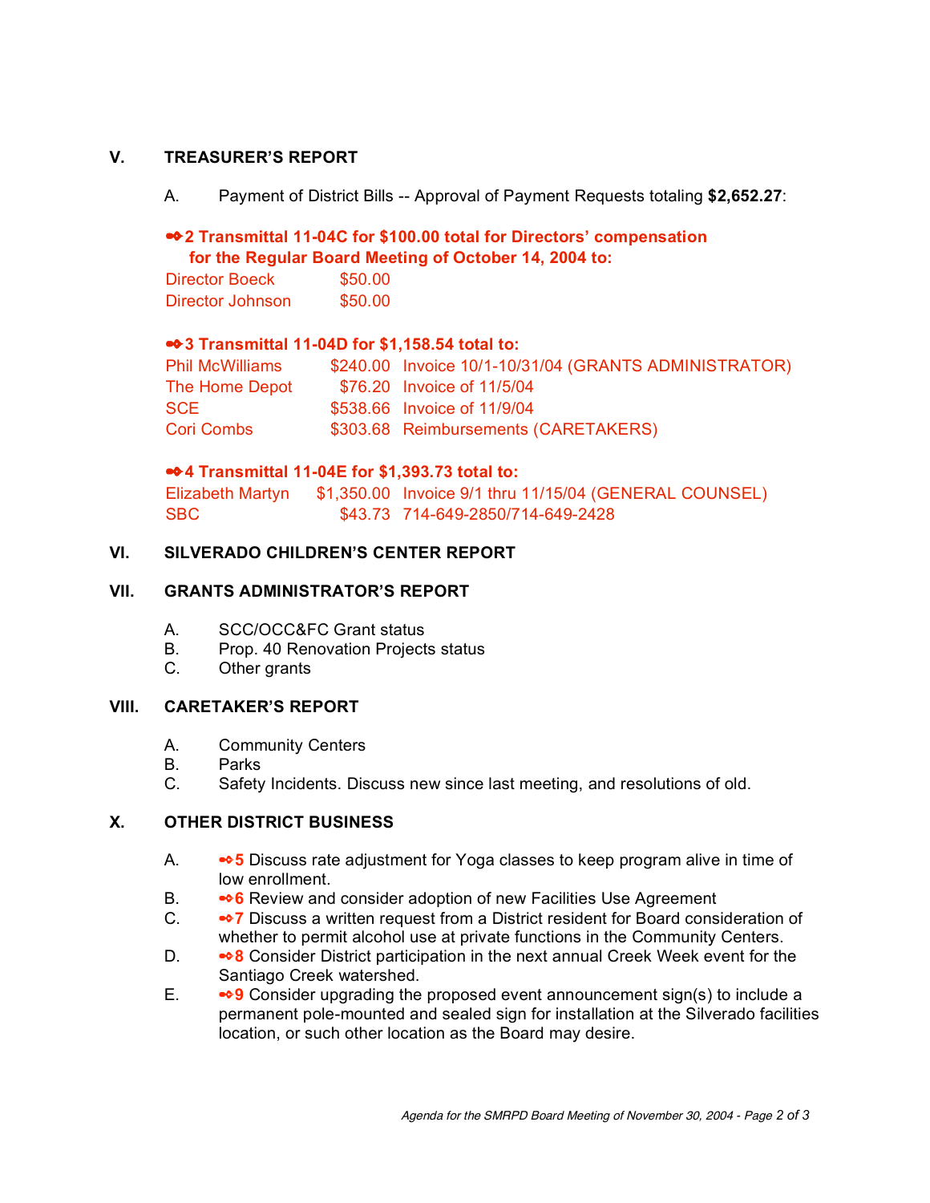## V. TREASURER'S REPORT

A. Payment of District Bills -- Approval of Payment Requests totaling **$2,652.27**:

**➾2 Transmittal 11-04C for $100.00 total for Directors' compensation for the Regular Board Meeting of October 14, 2004 to:**

| | |
|---|---|
| Director Boeck | $50.00 |
| Director Johnson | $50.00 |

**➾3 Transmittal 11-04D for $1,158.54 total to:**

| | | |
|---|---|---|
| Phil McWilliams | $240.00 | Invoice 10/1-10/31/04 (GRANTS ADMINISTRATOR) |
| The Home Depot | $76.20 | Invoice of 11/5/04 |
| SCE | $538.66 | Invoice of 11/9/04 |
| Cori Combs | $303.68 | Reimbursements (CARETAKERS) |

**➾4 Transmittal 11-04E for $1,393.73 total to:**

| | | |
|---|---|---|
| Elizabeth Martyn | $1,350.00 | Invoice 9/1 thru 11/15/04 (GENERAL COUNSEL) |
| SBC | $43.73 | 714-649-2850/714-649-2428 |

## VI. SILVERADO CHILDREN'S CENTER REPORT

## VII. GRANTS ADMINISTRATOR'S REPORT

A. SCC/OCC&FC Grant status
B. Prop. 40 Renovation Projects status
C. Other grants

## VIII. CARETAKER'S REPORT

A. Community Centers
B. Parks
C. Safety Incidents. Discuss new since last meeting, and resolutions of old.

## X. OTHER DISTRICT BUSINESS

A. **➾5** Discuss rate adjustment for Yoga classes to keep program alive in time of low enrollment.
B. **➾6** Review and consider adoption of new Facilities Use Agreement
C. **➾7** Discuss a written request from a District resident for Board consideration of whether to permit alcohol use at private functions in the Community Centers.
D. **➾8** Consider District participation in the next annual Creek Week event for the Santiago Creek watershed.
E. **➾9** Consider upgrading the proposed event announcement sign(s) to include a permanent pole-mounted and sealed sign for installation at the Silverado facilities location, or such other location as the Board may desire.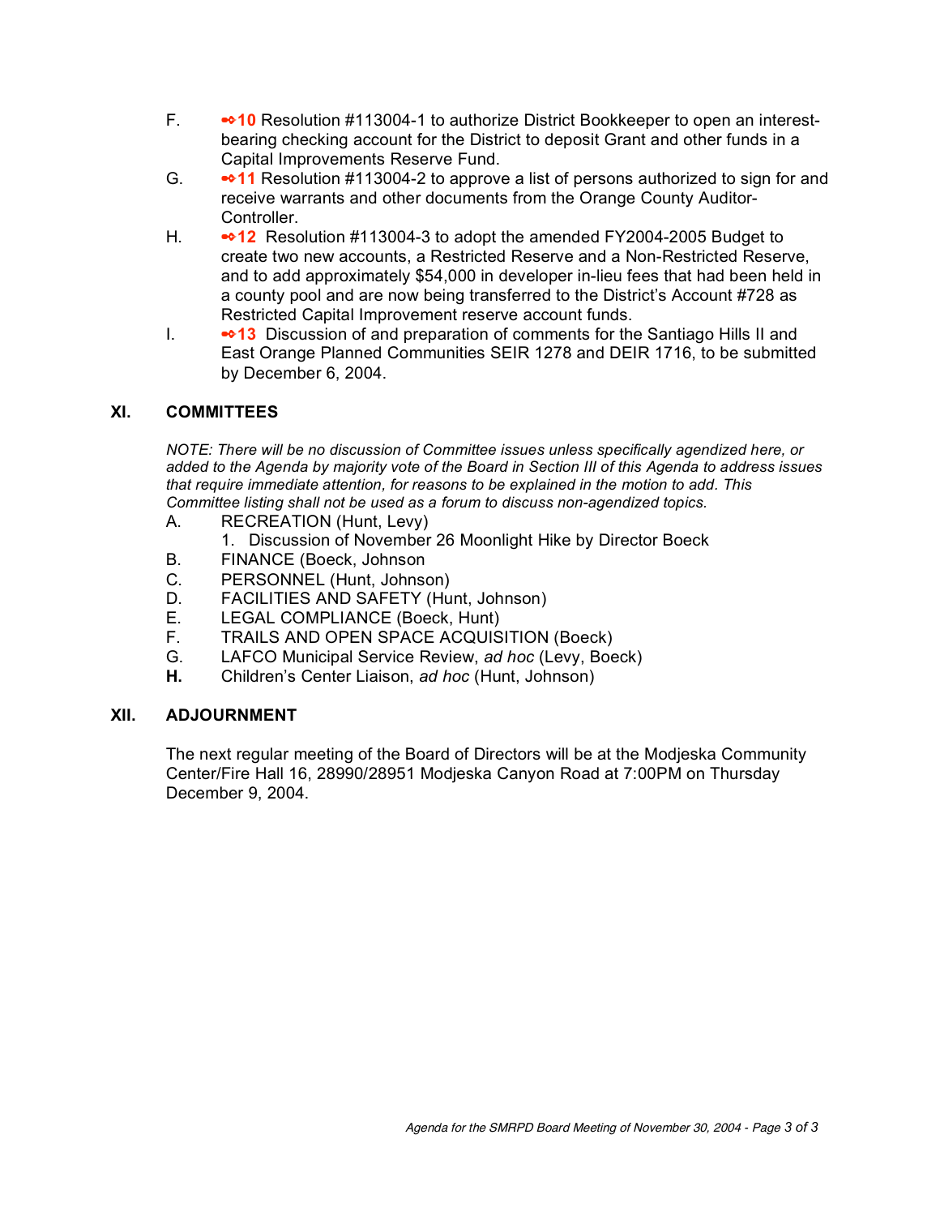F. ➪**10** Resolution #113004-1 to authorize District Bookkeeper to open an interest-bearing checking account for the District to deposit Grant and other funds in a Capital Improvements Reserve Fund.

G. ➪**11** Resolution #113004-2 to approve a list of persons authorized to sign for and receive warrants and other documents from the Orange County Auditor-Controller.

H. ➪**12** Resolution #113004-3 to adopt the amended FY2004-2005 Budget to create two new accounts, a Restricted Reserve and a Non-Restricted Reserve, and to add approximately $54,000 in developer in-lieu fees that had been held in a county pool and are now being transferred to the District's Account #728 as Restricted Capital Improvement reserve account funds.

I. ➪**13** Discussion of and preparation of comments for the Santiago Hills II and East Orange Planned Communities SEIR 1278 and DEIR 1716, to be submitted by December 6, 2004.

## XI. COMMITTEES

*NOTE: There will be no discussion of Committee issues unless specifically agendized here, or added to the Agenda by majority vote of the Board in Section III of this Agenda to address issues that require immediate attention, for reasons to be explained in the motion to add. This Committee listing shall not be used as a forum to discuss non-agendized topics.*

A. RECREATION (Hunt, Levy)
   1. Discussion of November 26 Moonlight Hike by Director Boeck

B. FINANCE (Boeck, Johnson

C. PERSONNEL (Hunt, Johnson)

D. FACILITIES AND SAFETY (Hunt, Johnson)

E. LEGAL COMPLIANCE (Boeck, Hunt)

F. TRAILS AND OPEN SPACE ACQUISITION (Boeck)

G. LAFCO Municipal Service Review, *ad hoc* (Levy, Boeck)

**H.** Children's Center Liaison, *ad hoc* (Hunt, Johnson)

## XII. ADJOURNMENT

The next regular meeting of the Board of Directors will be at the Modjeska Community Center/Fire Hall 16, 28990/28951 Modjeska Canyon Road at 7:00PM on Thursday December 9, 2004.